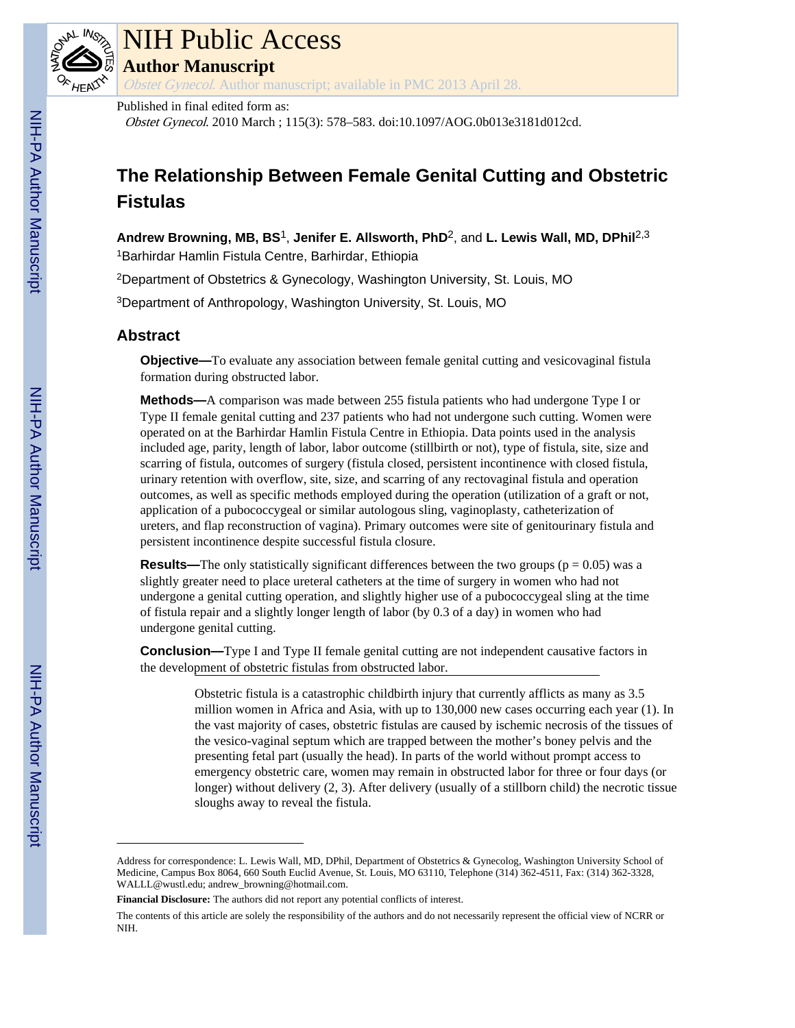# NIH Public Access

## Author Manuscript

*Obstet Gynecol*. Author manuscript; available in PMC 2013 April 28.

Published in final edited form as:

*Obstet Gynecol*. 2010 March ; 115(3): 578–583. doi:10.1097/AOG.0b013e3181d012cd.

# The Relationship Between Female Genital Cutting and Obstetric Fistulas

**Andrew Browning, MB, BS**[1], **Jenifer E. Allsworth, PhD**[2], and **L. Lewis Wall, MD, DPhil**[2,3]

[1]Barhirdar Hamlin Fistula Centre, Barhirdar, Ethiopia

[2]Department of Obstetrics & Gynecology, Washington University, St. Louis, MO

[3]Department of Anthropology, Washington University, St. Louis, MO

## Abstract

**Objective—**To evaluate any association between female genital cutting and vesicovaginal fistula formation during obstructed labor.

**Methods—**A comparison was made between 255 fistula patients who had undergone Type I or Type II female genital cutting and 237 patients who had not undergone such cutting. Women were operated on at the Barhirdar Hamlin Fistula Centre in Ethiopia. Data points used in the analysis included age, parity, length of labor, labor outcome (stillbirth or not), type of fistula, site, size and scarring of fistula, outcomes of surgery (fistula closed, persistent incontinence with closed fistula, urinary retention with overflow, site, size, and scarring of any rectovaginal fistula and operation outcomes, as well as specific methods employed during the operation (utilization of a graft or not, application of a pubococcygeal or similar autologous sling, vaginoplasty, catheterization of ureters, and flap reconstruction of vagina). Primary outcomes were site of genitourinary fistula and persistent incontinence despite successful fistula closure.

**Results—**The only statistically significant differences between the two groups ($p = 0.05$) was a slightly greater need to place ureteral catheters at the time of surgery in women who had not undergone a genital cutting operation, and slightly higher use of a pubococcygeal sling at the time of fistula repair and a slightly longer length of labor (by 0.3 of a day) in women who had undergone genital cutting.

**Conclusion—**Type I and Type II female genital cutting are not independent causative factors in the development of obstetric fistulas from obstructed labor.

Obstetric fistula is a catastrophic childbirth injury that currently afflicts as many as 3.5 million women in Africa and Asia, with up to 130,000 new cases occurring each year (1). In the vast majority of cases, obstetric fistulas are caused by ischemic necrosis of the tissues of the vesico-vaginal septum which are trapped between the mother's boney pelvis and the presenting fetal part (usually the head). In parts of the world without prompt access to emergency obstetric care, women may remain in obstructed labor for three or four days (or longer) without delivery (2, 3). After delivery (usually of a stillborn child) the necrotic tissue sloughs away to reveal the fistula.

---

Address for correspondence: L. Lewis Wall, MD, DPhil, Department of Obstetrics & Gynecolog, Washington University School of Medicine, Campus Box 8064, 660 South Euclid Avenue, St. Louis, MO 63110, Telephone (314) 362-4511, Fax: (314) 362-3328, WALLL@wustl.edu; andrew_browning@hotmail.com.

**Financial Disclosure:** The authors did not report any potential conflicts of interest.

The contents of this article are solely the responsibility of the authors and do not necessarily represent the official view of NCRR or NIH.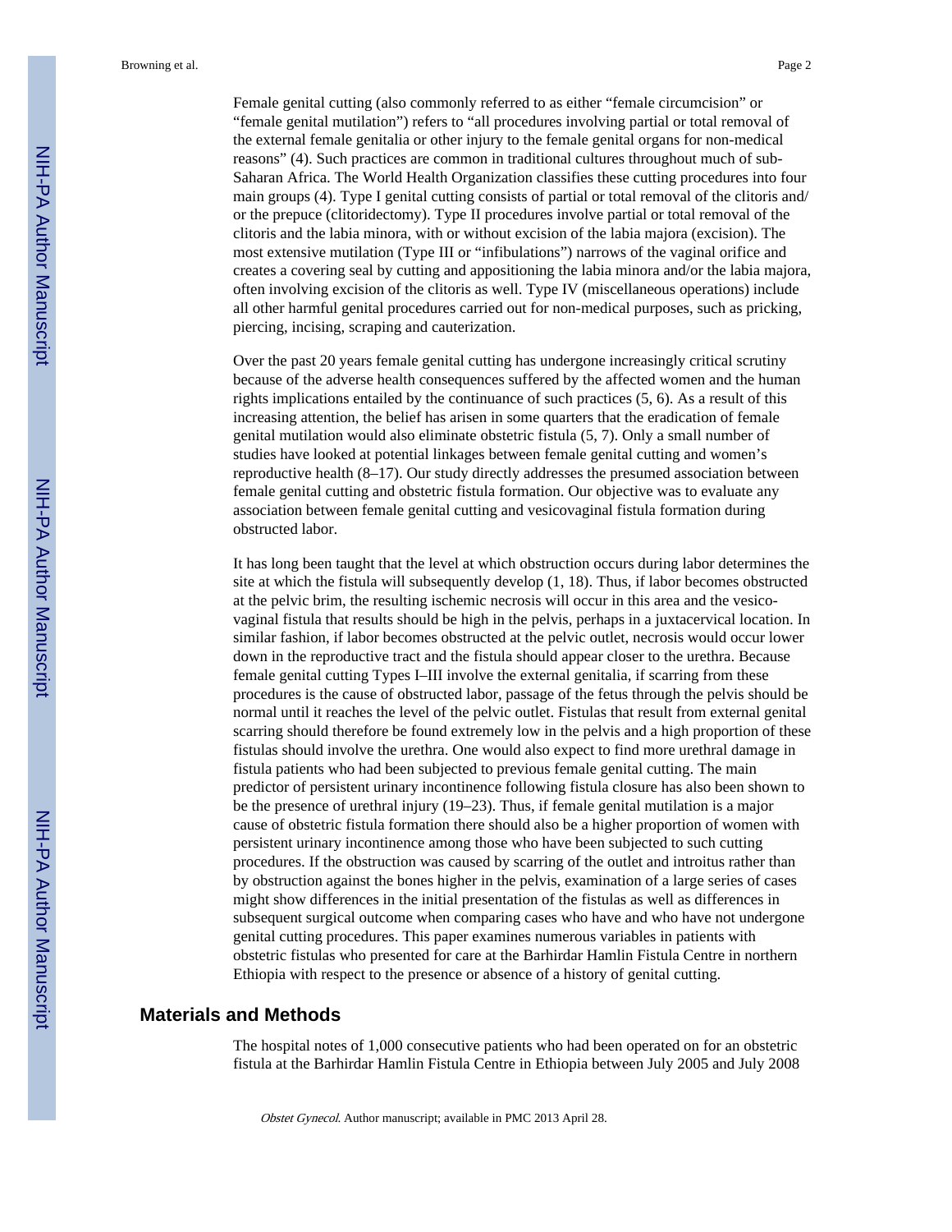Female genital cutting (also commonly referred to as either “female circumcision” or “female genital mutilation”) refers to “all procedures involving partial or total removal of the external female genitalia or other injury to the female genital organs for non-medical reasons” (4). Such practices are common in traditional cultures throughout much of sub-Saharan Africa. The World Health Organization classifies these cutting procedures into four main groups (4). Type I genital cutting consists of partial or total removal of the clitoris and/or the prepuce (clitoridectomy). Type II procedures involve partial or total removal of the clitoris and the labia minora, with or without excision of the labia majora (excision). The most extensive mutilation (Type III or “infibulations”) narrows of the vaginal orifice and creates a covering seal by cutting and appositioning the labia minora and/or the labia majora, often involving excision of the clitoris as well. Type IV (miscellaneous operations) include all other harmful genital procedures carried out for non-medical purposes, such as pricking, piercing, incising, scraping and cauterization.

Over the past 20 years female genital cutting has undergone increasingly critical scrutiny because of the adverse health consequences suffered by the affected women and the human rights implications entailed by the continuance of such practices (5, 6). As a result of this increasing attention, the belief has arisen in some quarters that the eradication of female genital mutilation would also eliminate obstetric fistula (5, 7). Only a small number of studies have looked at potential linkages between female genital cutting and women’s reproductive health (8–17). Our study directly addresses the presumed association between female genital cutting and obstetric fistula formation. Our objective was to evaluate any association between female genital cutting and vesicovaginal fistula formation during obstructed labor.

It has long been taught that the level at which obstruction occurs during labor determines the site at which the fistula will subsequently develop (1, 18). Thus, if labor becomes obstructed at the pelvic brim, the resulting ischemic necrosis will occur in this area and the vesico-vaginal fistula that results should be high in the pelvis, perhaps in a juxtacervical location. In similar fashion, if labor becomes obstructed at the pelvic outlet, necrosis would occur lower down in the reproductive tract and the fistula should appear closer to the urethra. Because female genital cutting Types I–III involve the external genitalia, if scarring from these procedures is the cause of obstructed labor, passage of the fetus through the pelvis should be normal until it reaches the level of the pelvic outlet. Fistulas that result from external genital scarring should therefore be found extremely low in the pelvis and a high proportion of these fistulas should involve the urethra. One would also expect to find more urethral damage in fistula patients who had been subjected to previous female genital cutting. The main predictor of persistent urinary incontinence following fistula closure has also been shown to be the presence of urethral injury (19–23). Thus, if female genital mutilation is a major cause of obstetric fistula formation there should also be a higher proportion of women with persistent urinary incontinence among those who have been subjected to such cutting procedures. If the obstruction was caused by scarring of the outlet and introitus rather than by obstruction against the bones higher in the pelvis, examination of a large series of cases might show differences in the initial presentation of the fistulas as well as differences in subsequent surgical outcome when comparing cases who have and who have not undergone genital cutting procedures. This paper examines numerous variables in patients with obstetric fistulas who presented for care at the Barhirdar Hamlin Fistula Centre in northern Ethiopia with respect to the presence or absence of a history of genital cutting.

## Materials and Methods

The hospital notes of 1,000 consecutive patients who had been operated on for an obstetric fistula at the Barhirdar Hamlin Fistula Centre in Ethiopia between July 2005 and July 2008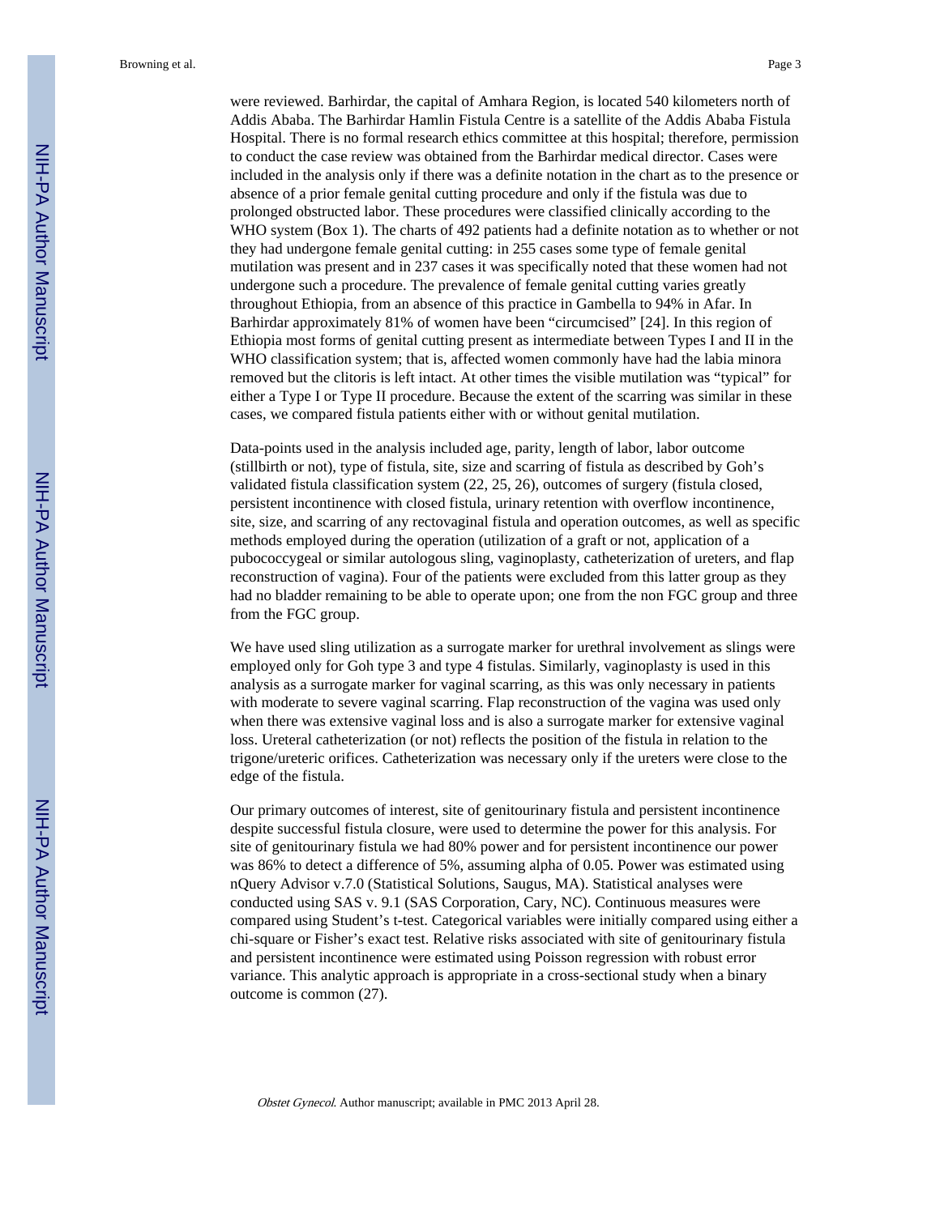were reviewed. Barhirdar, the capital of Amhara Region, is located 540 kilometers north of Addis Ababa. The Barhirdar Hamlin Fistula Centre is a satellite of the Addis Ababa Fistula Hospital. There is no formal research ethics committee at this hospital; therefore, permission to conduct the case review was obtained from the Barhirdar medical director. Cases were included in the analysis only if there was a definite notation in the chart as to the presence or absence of a prior female genital cutting procedure and only if the fistula was due to prolonged obstructed labor. These procedures were classified clinically according to the WHO system (Box 1). The charts of 492 patients had a definite notation as to whether or not they had undergone female genital cutting: in 255 cases some type of female genital mutilation was present and in 237 cases it was specifically noted that these women had not undergone such a procedure. The prevalence of female genital cutting varies greatly throughout Ethiopia, from an absence of this practice in Gambella to 94% in Afar. In Barhirdar approximately 81% of women have been "circumcised" [24]. In this region of Ethiopia most forms of genital cutting present as intermediate between Types I and II in the WHO classification system; that is, affected women commonly have had the labia minora removed but the clitoris is left intact. At other times the visible mutilation was "typical" for either a Type I or Type II procedure. Because the extent of the scarring was similar in these cases, we compared fistula patients either with or without genital mutilation.

Data-points used in the analysis included age, parity, length of labor, labor outcome (stillbirth or not), type of fistula, site, size and scarring of fistula as described by Goh's validated fistula classification system (22, 25, 26), outcomes of surgery (fistula closed, persistent incontinence with closed fistula, urinary retention with overflow incontinence, site, size, and scarring of any rectovaginal fistula and operation outcomes, as well as specific methods employed during the operation (utilization of a graft or not, application of a pubococcygeal or similar autologous sling, vaginoplasty, catheterization of ureters, and flap reconstruction of vagina). Four of the patients were excluded from this latter group as they had no bladder remaining to be able to operate upon; one from the non FGC group and three from the FGC group.

We have used sling utilization as a surrogate marker for urethral involvement as slings were employed only for Goh type 3 and type 4 fistulas. Similarly, vaginoplasty is used in this analysis as a surrogate marker for vaginal scarring, as this was only necessary in patients with moderate to severe vaginal scarring. Flap reconstruction of the vagina was used only when there was extensive vaginal loss and is also a surrogate marker for extensive vaginal loss. Ureteral catheterization (or not) reflects the position of the fistula in relation to the trigone/ureteric orifices. Catheterization was necessary only if the ureters were close to the edge of the fistula.

Our primary outcomes of interest, site of genitourinary fistula and persistent incontinence despite successful fistula closure, were used to determine the power for this analysis. For site of genitourinary fistula we had 80% power and for persistent incontinence our power was 86% to detect a difference of 5%, assuming alpha of 0.05. Power was estimated using nQuery Advisor v.7.0 (Statistical Solutions, Saugus, MA). Statistical analyses were conducted using SAS v. 9.1 (SAS Corporation, Cary, NC). Continuous measures were compared using Student's t-test. Categorical variables were initially compared using either a chi-square or Fisher's exact test. Relative risks associated with site of genitourinary fistula and persistent incontinence were estimated using Poisson regression with robust error variance. This analytic approach is appropriate in a cross-sectional study when a binary outcome is common (27).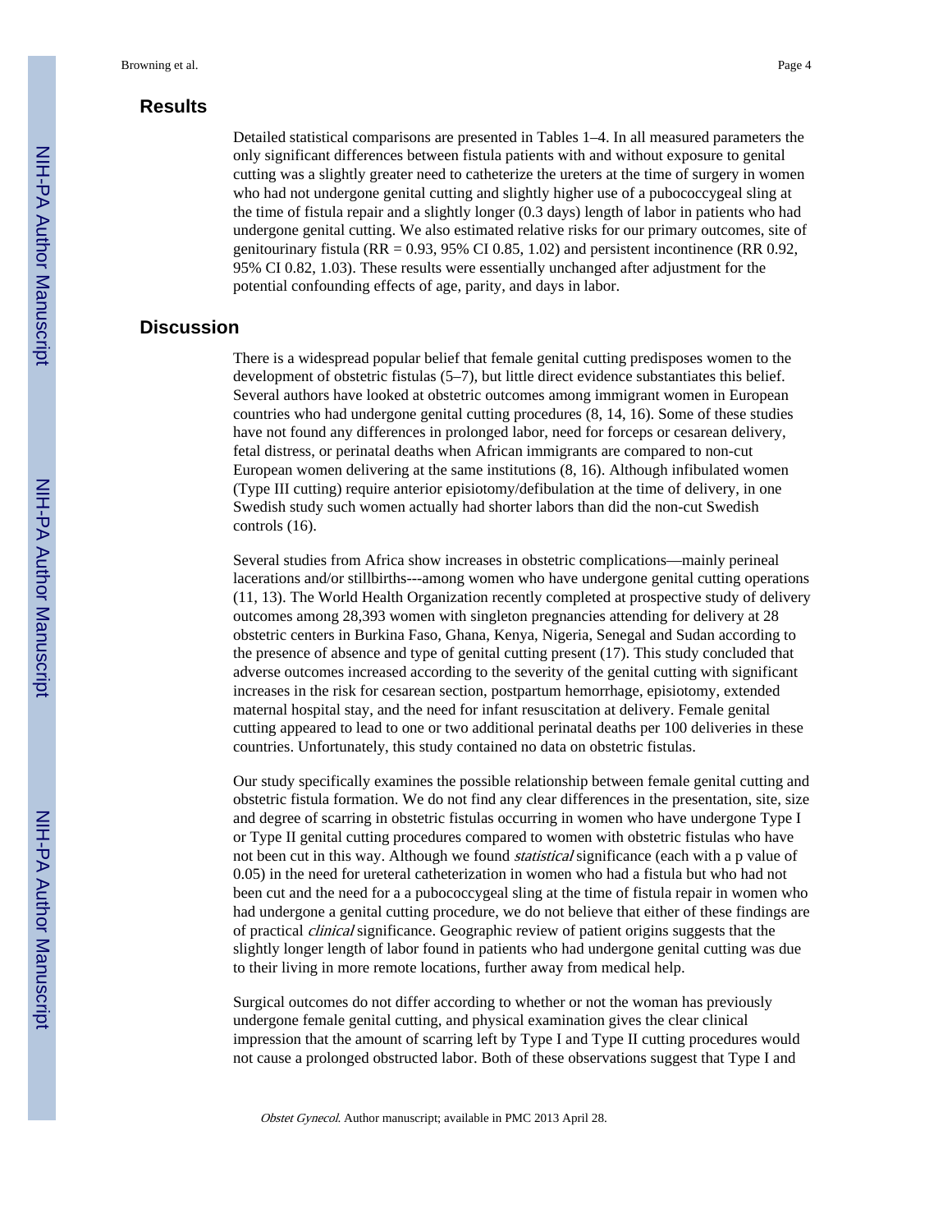## Results

Detailed statistical comparisons are presented in Tables 1–4. In all measured parameters the only significant differences between fistula patients with and without exposure to genital cutting was a slightly greater need to catheterize the ureters at the time of surgery in women who had not undergone genital cutting and slightly higher use of a pubococcygeal sling at the time of fistula repair and a slightly longer (0.3 days) length of labor in patients who had undergone genital cutting. We also estimated relative risks for our primary outcomes, site of genitourinary fistula (RR = 0.93, 95% CI 0.85, 1.02) and persistent incontinence (RR 0.92, 95% CI 0.82, 1.03). These results were essentially unchanged after adjustment for the potential confounding effects of age, parity, and days in labor.

## Discussion

There is a widespread popular belief that female genital cutting predisposes women to the development of obstetric fistulas (5–7), but little direct evidence substantiates this belief. Several authors have looked at obstetric outcomes among immigrant women in European countries who had undergone genital cutting procedures (8, 14, 16). Some of these studies have not found any differences in prolonged labor, need for forceps or cesarean delivery, fetal distress, or perinatal deaths when African immigrants are compared to non-cut European women delivering at the same institutions (8, 16). Although infibulated women (Type III cutting) require anterior episiotomy/defibulation at the time of delivery, in one Swedish study such women actually had shorter labors than did the non-cut Swedish controls (16).

Several studies from Africa show increases in obstetric complications—mainly perineal lacerations and/or stillbirths---among women who have undergone genital cutting operations (11, 13). The World Health Organization recently completed at prospective study of delivery outcomes among 28,393 women with singleton pregnancies attending for delivery at 28 obstetric centers in Burkina Faso, Ghana, Kenya, Nigeria, Senegal and Sudan according to the presence of absence and type of genital cutting present (17). This study concluded that adverse outcomes increased according to the severity of the genital cutting with significant increases in the risk for cesarean section, postpartum hemorrhage, episiotomy, extended maternal hospital stay, and the need for infant resuscitation at delivery. Female genital cutting appeared to lead to one or two additional perinatal deaths per 100 deliveries in these countries. Unfortunately, this study contained no data on obstetric fistulas.

Our study specifically examines the possible relationship between female genital cutting and obstetric fistula formation. We do not find any clear differences in the presentation, site, size and degree of scarring in obstetric fistulas occurring in women who have undergone Type I or Type II genital cutting procedures compared to women with obstetric fistulas who have not been cut in this way. Although we found *statistical* significance (each with a p value of 0.05) in the need for ureteral catheterization in women who had a fistula but who had not been cut and the need for a a pubococcygeal sling at the time of fistula repair in women who had undergone a genital cutting procedure, we do not believe that either of these findings are of practical *clinical* significance. Geographic review of patient origins suggests that the slightly longer length of labor found in patients who had undergone genital cutting was due to their living in more remote locations, further away from medical help.

Surgical outcomes do not differ according to whether or not the woman has previously undergone female genital cutting, and physical examination gives the clear clinical impression that the amount of scarring left by Type I and Type II cutting procedures would not cause a prolonged obstructed labor. Both of these observations suggest that Type I and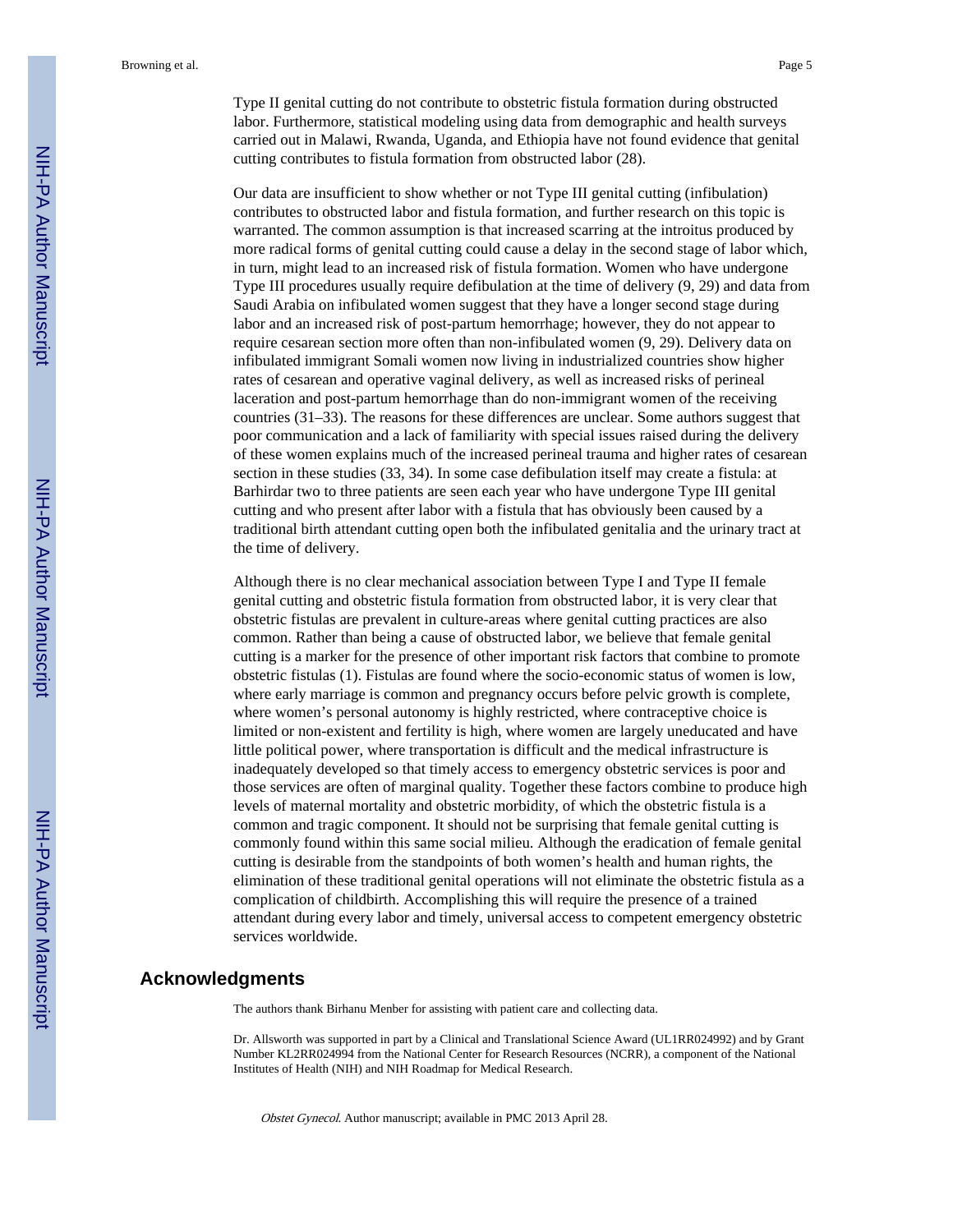Type II genital cutting do not contribute to obstetric fistula formation during obstructed labor. Furthermore, statistical modeling using data from demographic and health surveys carried out in Malawi, Rwanda, Uganda, and Ethiopia have not found evidence that genital cutting contributes to fistula formation from obstructed labor (28).

Our data are insufficient to show whether or not Type III genital cutting (infibulation) contributes to obstructed labor and fistula formation, and further research on this topic is warranted. The common assumption is that increased scarring at the introitus produced by more radical forms of genital cutting could cause a delay in the second stage of labor which, in turn, might lead to an increased risk of fistula formation. Women who have undergone Type III procedures usually require defibulation at the time of delivery (9, 29) and data from Saudi Arabia on infibulated women suggest that they have a longer second stage during labor and an increased risk of post-partum hemorrhage; however, they do not appear to require cesarean section more often than non-infibulated women (9, 29). Delivery data on infibulated immigrant Somali women now living in industrialized countries show higher rates of cesarean and operative vaginal delivery, as well as increased risks of perineal laceration and post-partum hemorrhage than do non-immigrant women of the receiving countries (31–33). The reasons for these differences are unclear. Some authors suggest that poor communication and a lack of familiarity with special issues raised during the delivery of these women explains much of the increased perineal trauma and higher rates of cesarean section in these studies (33, 34). In some case defibulation itself may create a fistula: at Barhirdar two to three patients are seen each year who have undergone Type III genital cutting and who present after labor with a fistula that has obviously been caused by a traditional birth attendant cutting open both the infibulated genitalia and the urinary tract at the time of delivery.

Although there is no clear mechanical association between Type I and Type II female genital cutting and obstetric fistula formation from obstructed labor, it is very clear that obstetric fistulas are prevalent in culture-areas where genital cutting practices are also common. Rather than being a cause of obstructed labor, we believe that female genital cutting is a marker for the presence of other important risk factors that combine to promote obstetric fistulas (1). Fistulas are found where the socio-economic status of women is low, where early marriage is common and pregnancy occurs before pelvic growth is complete, where women's personal autonomy is highly restricted, where contraceptive choice is limited or non-existent and fertility is high, where women are largely uneducated and have little political power, where transportation is difficult and the medical infrastructure is inadequately developed so that timely access to emergency obstetric services is poor and those services are often of marginal quality. Together these factors combine to produce high levels of maternal mortality and obstetric morbidity, of which the obstetric fistula is a common and tragic component. It should not be surprising that female genital cutting is commonly found within this same social milieu. Although the eradication of female genital cutting is desirable from the standpoints of both women's health and human rights, the elimination of these traditional genital operations will not eliminate the obstetric fistula as a complication of childbirth. Accomplishing this will require the presence of a trained attendant during every labor and timely, universal access to competent emergency obstetric services worldwide.

## Acknowledgments

The authors thank Birhanu Menber for assisting with patient care and collecting data.

Dr. Allsworth was supported in part by a Clinical and Translational Science Award (UL1RR024992) and by Grant Number KL2RR024994 from the National Center for Research Resources (NCRR), a component of the National Institutes of Health (NIH) and NIH Roadmap for Medical Research.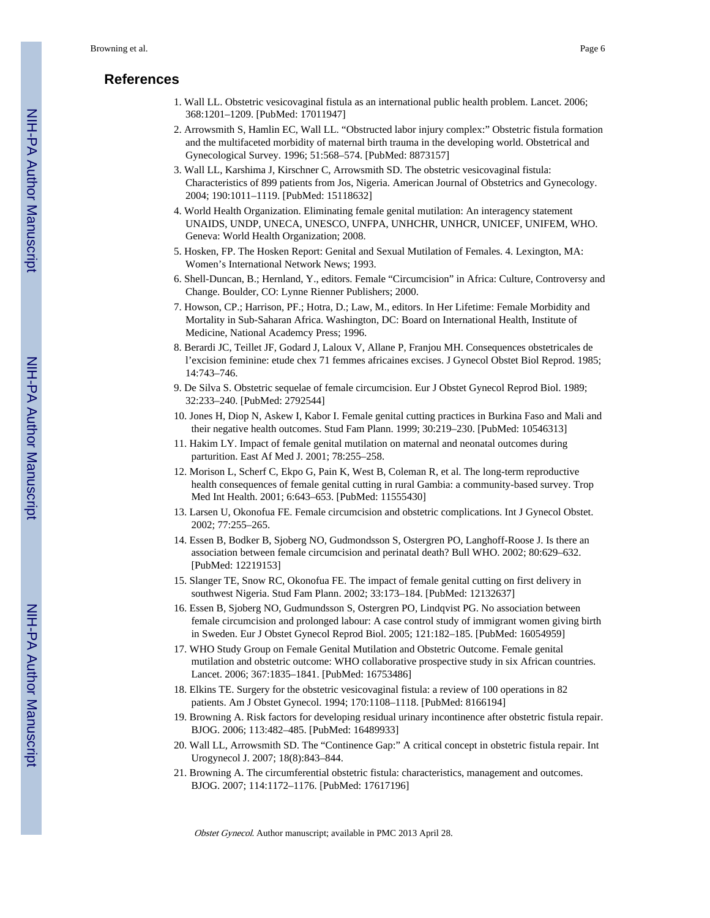## References

1. Wall LL. Obstetric vesicovaginal fistula as an international public health problem. Lancet. 2006; 368:1201–1209. [PubMed: 17011947]
2. Arrowsmith S, Hamlin EC, Wall LL. “Obstructed labor injury complex:” Obstetric fistula formation and the multifaceted morbidity of maternal birth trauma in the developing world. Obstetrical and Gynecological Survey. 1996; 51:568–574. [PubMed: 8873157]
3. Wall LL, Karshima J, Kirschner C, Arrowsmith SD. The obstetric vesicovaginal fistula: Characteristics of 899 patients from Jos, Nigeria. American Journal of Obstetrics and Gynecology. 2004; 190:1011–1119. [PubMed: 15118632]
4. World Health Organization. Eliminating female genital mutilation: An interagency statement UNAIDS, UNDP, UNECA, UNESCO, UNFPA, UNHCHR, UNHCR, UNICEF, UNIFEM, WHO. Geneva: World Health Organization; 2008.
5. Hosken, FP. The Hosken Report: Genital and Sexual Mutilation of Females. 4. Lexington, MA: Women’s International Network News; 1993.
6. Shell-Duncan, B.; Hernland, Y., editors. Female “Circumcision” in Africa: Culture, Controversy and Change. Boulder, CO: Lynne Rienner Publishers; 2000.
7. Howson, CP.; Harrison, PF.; Hotra, D.; Law, M., editors. In Her Lifetime: Female Morbidity and Mortality in Sub-Saharan Africa. Washington, DC: Board on International Health, Institute of Medicine, National Academcy Press; 1996.
8. Berardi JC, Teillet JF, Godard J, Laloux V, Allane P, Franjou MH. Consequences obstetricales de l’excision feminine: etude chex 71 femmes africaines excises. J Gynecol Obstet Biol Reprod. 1985; 14:743–746.
9. De Silva S. Obstetric sequelae of female circumcision. Eur J Obstet Gynecol Reprod Biol. 1989; 32:233–240. [PubMed: 2792544]
10. Jones H, Diop N, Askew I, Kabor I. Female genital cutting practices in Burkina Faso and Mali and their negative health outcomes. Stud Fam Plann. 1999; 30:219–230. [PubMed: 10546313]
11. Hakim LY. Impact of female genital mutilation on maternal and neonatal outcomes during parturition. East Af Med J. 2001; 78:255–258.
12. Morison L, Scherf C, Ekpo G, Pain K, West B, Coleman R, et al. The long-term reproductive health consequences of female genital cutting in rural Gambia: a community-based survey. Trop Med Int Health. 2001; 6:643–653. [PubMed: 11555430]
13. Larsen U, Okonofua FE. Female circumcision and obstetric complications. Int J Gynecol Obstet. 2002; 77:255–265.
14. Essen B, Bodker B, Sjoberg NO, Gudmondsson S, Ostergren PO, Langhoff-Roose J. Is there an association between female circumcision and perinatal death? Bull WHO. 2002; 80:629–632. [PubMed: 12219153]
15. Slanger TE, Snow RC, Okonofua FE. The impact of female genital cutting on first delivery in southwest Nigeria. Stud Fam Plann. 2002; 33:173–184. [PubMed: 12132637]
16. Essen B, Sjoberg NO, Gudmundsson S, Ostergren PO, Lindqvist PG. No association between female circumcision and prolonged labour: A case control study of immigrant women giving birth in Sweden. Eur J Obstet Gynecol Reprod Biol. 2005; 121:182–185. [PubMed: 16054959]
17. WHO Study Group on Female Genital Mutilation and Obstetric Outcome. Female genital mutilation and obstetric outcome: WHO collaborative prospective study in six African countries. Lancet. 2006; 367:1835–1841. [PubMed: 16753486]
18. Elkins TE. Surgery for the obstetric vesicovaginal fistula: a review of 100 operations in 82 patients. Am J Obstet Gynecol. 1994; 170:1108–1118. [PubMed: 8166194]
19. Browning A. Risk factors for developing residual urinary incontinence after obstetric fistula repair. BJOG. 2006; 113:482–485. [PubMed: 16489933]
20. Wall LL, Arrowsmith SD. The “Continence Gap:” A critical concept in obstetric fistula repair. Int Urogynecol J. 2007; 18(8):843–844.
21. Browning A. The circumferential obstetric fistula: characteristics, management and outcomes. BJOG. 2007; 114:1172–1176. [PubMed: 17617196]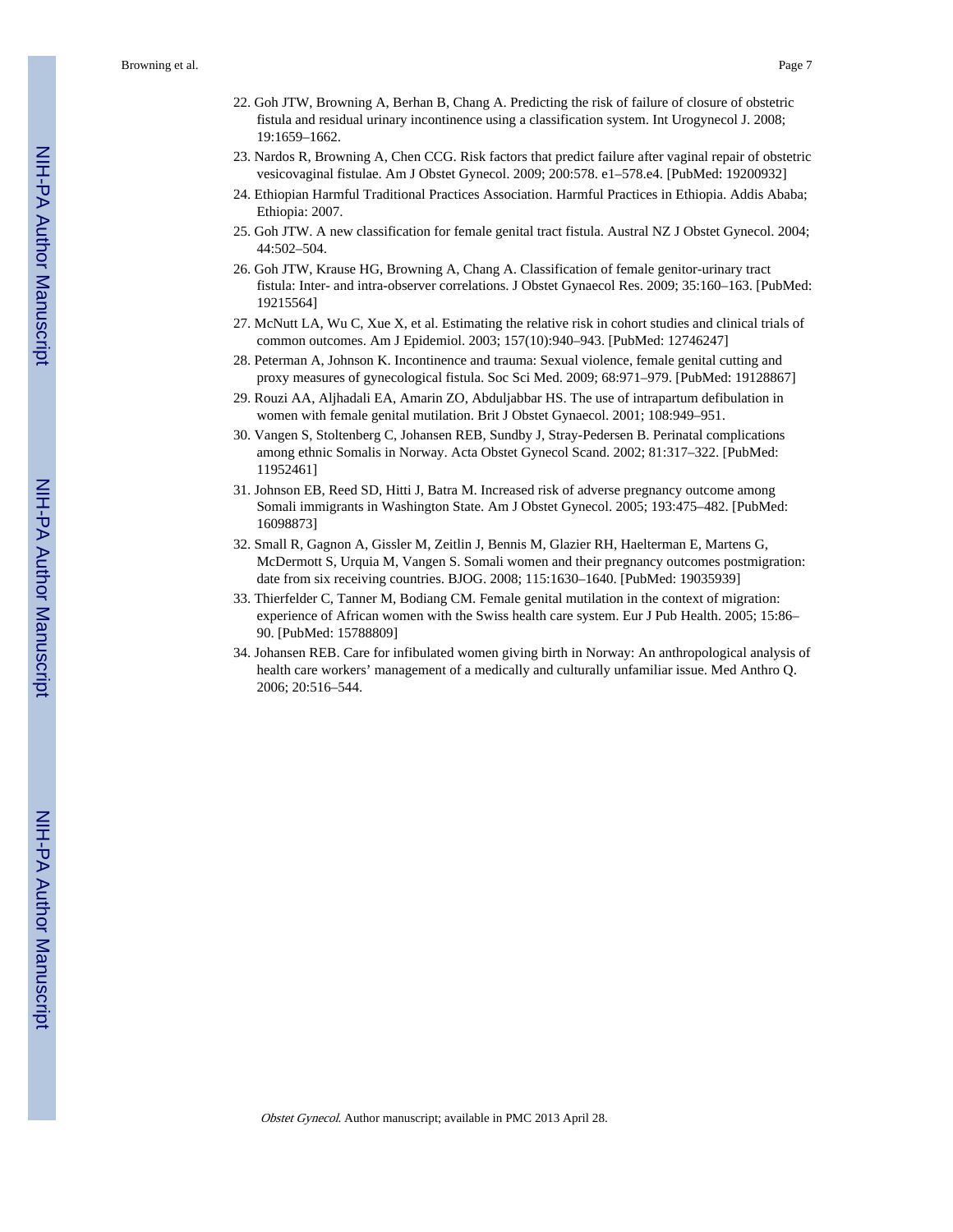22. Goh JTW, Browning A, Berhan B, Chang A. Predicting the risk of failure of closure of obstetric fistula and residual urinary incontinence using a classification system. Int Urogynecol J. 2008; 19:1659–1662.
23. Nardos R, Browning A, Chen CCG. Risk factors that predict failure after vaginal repair of obstetric vesicovaginal fistulae. Am J Obstet Gynecol. 2009; 200:578. e1–578.e4. [PubMed: 19200932]
24. Ethiopian Harmful Traditional Practices Association. Harmful Practices in Ethiopia. Addis Ababa; Ethiopia: 2007.
25. Goh JTW. A new classification for female genital tract fistula. Austral NZ J Obstet Gynecol. 2004; 44:502–504.
26. Goh JTW, Krause HG, Browning A, Chang A. Classification of female genitor-urinary tract fistula: Inter- and intra-observer correlations. J Obstet Gynaecol Res. 2009; 35:160–163. [PubMed: 19215564]
27. McNutt LA, Wu C, Xue X, et al. Estimating the relative risk in cohort studies and clinical trials of common outcomes. Am J Epidemiol. 2003; 157(10):940–943. [PubMed: 12746247]
28. Peterman A, Johnson K. Incontinence and trauma: Sexual violence, female genital cutting and proxy measures of gynecological fistula. Soc Sci Med. 2009; 68:971–979. [PubMed: 19128867]
29. Rouzi AA, Aljhadali EA, Amarin ZO, Abduljabbar HS. The use of intrapartum defibulation in women with female genital mutilation. Brit J Obstet Gynaecol. 2001; 108:949–951.
30. Vangen S, Stoltenberg C, Johansen REB, Sundby J, Stray-Pedersen B. Perinatal complications among ethnic Somalis in Norway. Acta Obstet Gynecol Scand. 2002; 81:317–322. [PubMed: 11952461]
31. Johnson EB, Reed SD, Hitti J, Batra M. Increased risk of adverse pregnancy outcome among Somali immigrants in Washington State. Am J Obstet Gynecol. 2005; 193:475–482. [PubMed: 16098873]
32. Small R, Gagnon A, Gissler M, Zeitlin J, Bennis M, Glazier RH, Haelterman E, Martens G, McDermott S, Urquia M, Vangen S. Somali women and their pregnancy outcomes postmigration: date from six receiving countries. BJOG. 2008; 115:1630–1640. [PubMed: 19035939]
33. Thierfelder C, Tanner M, Bodiang CM. Female genital mutilation in the context of migration: experience of African women with the Swiss health care system. Eur J Pub Health. 2005; 15:86–90. [PubMed: 15788809]
34. Johansen REB. Care for infibulated women giving birth in Norway: An anthropological analysis of health care workers' management of a medically and culturally unfamiliar issue. Med Anthro Q. 2006; 20:516–544.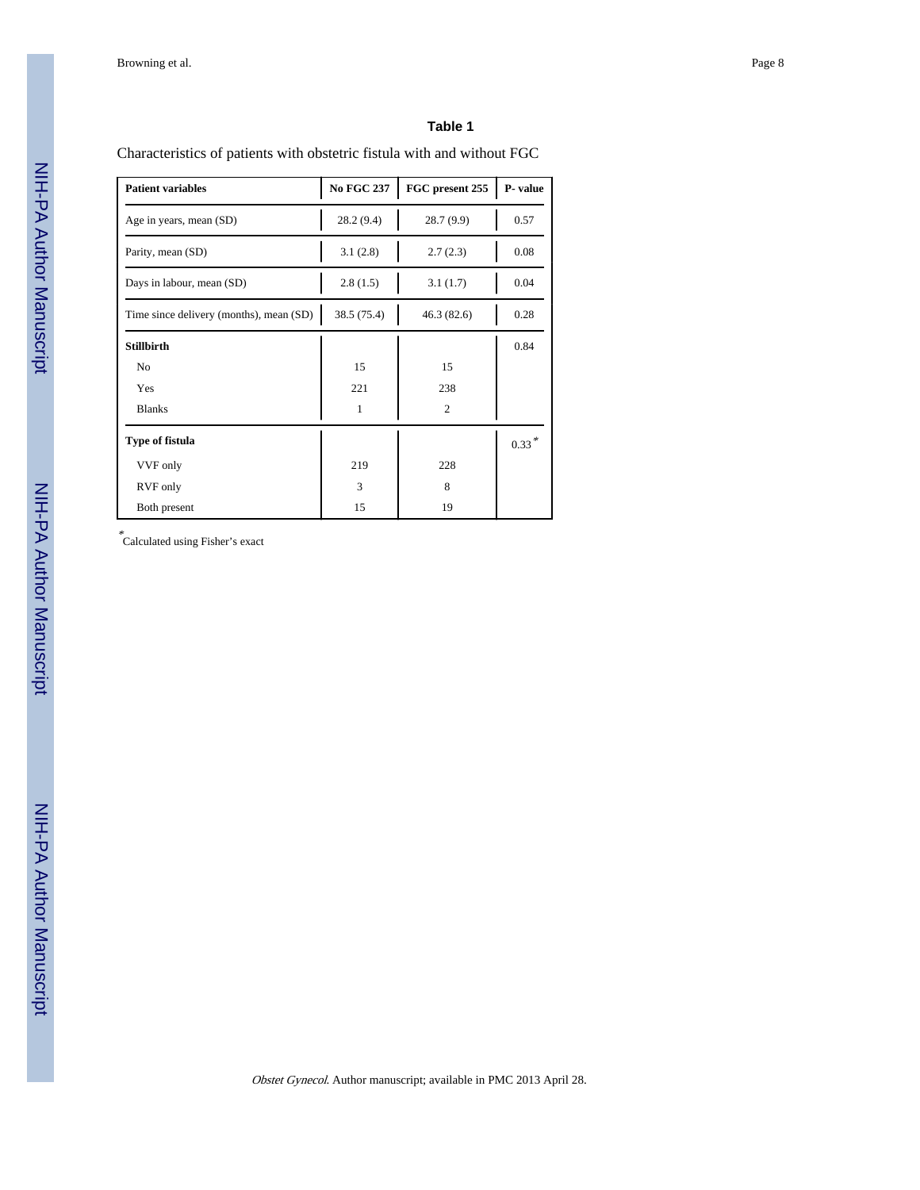### Table 1

Characteristics of patients with obstetric fistula with and without FGC

| Patient variables | No FGC 237 | FGC present 255 | P- value |
|---|---|---|---|
| Age in years, mean (SD) | 28.2 (9.4) | 28.7 (9.9) | 0.57 |
| Parity, mean (SD) | 3.1 (2.8) | 2.7 (2.3) | 0.08 |
| Days in labour, mean (SD) | 2.8 (1.5) | 3.1 (1.7) | 0.04 |
| Time since delivery (months), mean (SD) | 38.5 (75.4) | 46.3 (82.6) | 0.28 |
| **Stillbirth** | | | 0.84 |
| No | 15 | 15 | |
| Yes | 221 | 238 | |
| Blanks | 1 | 2 | |
| **Type of fistula** | | | 0.33* |
| VVF only | 219 | 228 | |
| RVF only | 3 | 8 | |
| Both present | 15 | 19 | |

*Calculated using Fisher's exact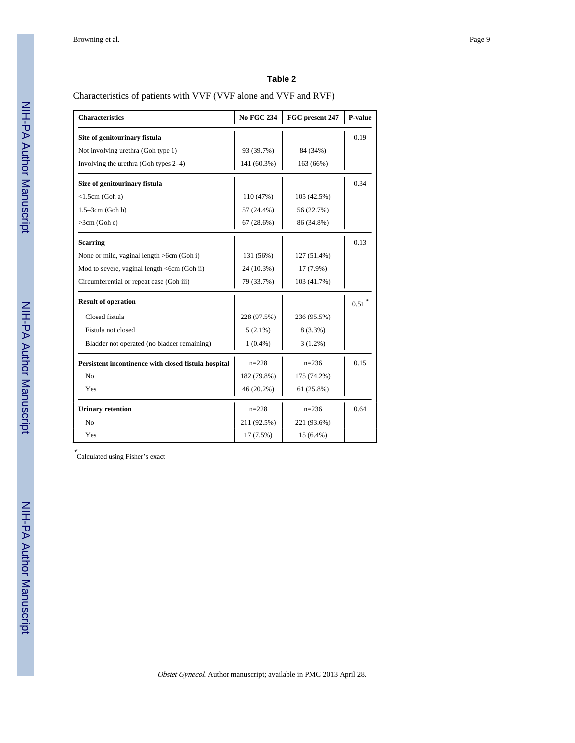## Table 2

Characteristics of patients with VVF (VVF alone and VVF and RVF)

| Characteristics | No FGC 234 | FGC present 247 | P-value |
|---|---|---|---|
| **Site of genitourinary fistula** | | | 0.19 |
| Not involving urethra (Goh type 1) | 93 (39.7%) | 84 (34%) | |
| Involving the urethra (Goh types 2–4) | 141 (60.3%) | 163 (66%) | |
| **Size of genitourinary fistula** | | | 0.34 |
| <1.5cm (Goh a) | 110 (47%) | 105 (42.5%) | |
| 1.5–3cm (Goh b) | 57 (24.4%) | 56 (22.7%) | |
| >3cm (Goh c) | 67 (28.6%) | 86 (34.8%) | |
| **Scarring** | | | 0.13 |
| None or mild, vaginal length >6cm (Goh i) | 131 (56%) | 127 (51.4%) | |
| Mod to severe, vaginal length <6cm (Goh ii) | 24 (10.3%) | 17 (7.9%) | |
| Circumferential or repeat case (Goh iii) | 79 (33.7%) | 103 (41.7%) | |
| **Result of operation** | | | 0.51 * |
| Closed fistula | 228 (97.5%) | 236 (95.5%) | |
| Fistula not closed | 5 (2.1%) | 8 (3.3%) | |
| Bladder not operated (no bladder remaining) | 1 (0.4%) | 3 (1.2%) | |
| **Persistent incontinence with closed fistula hospital** | n=228 | n=236 | 0.15 |
| No | 182 (79.8%) | 175 (74.2%) | |
| Yes | 46 (20.2%) | 61 (25.8%) | |
| **Urinary retention** | n=228 | n=236 | 0.64 |
| No | 211 (92.5%) | 221 (93.6%) | |
| Yes | 17 (7.5%) | 15 (6.4%) | |

* Calculated using Fisher's exact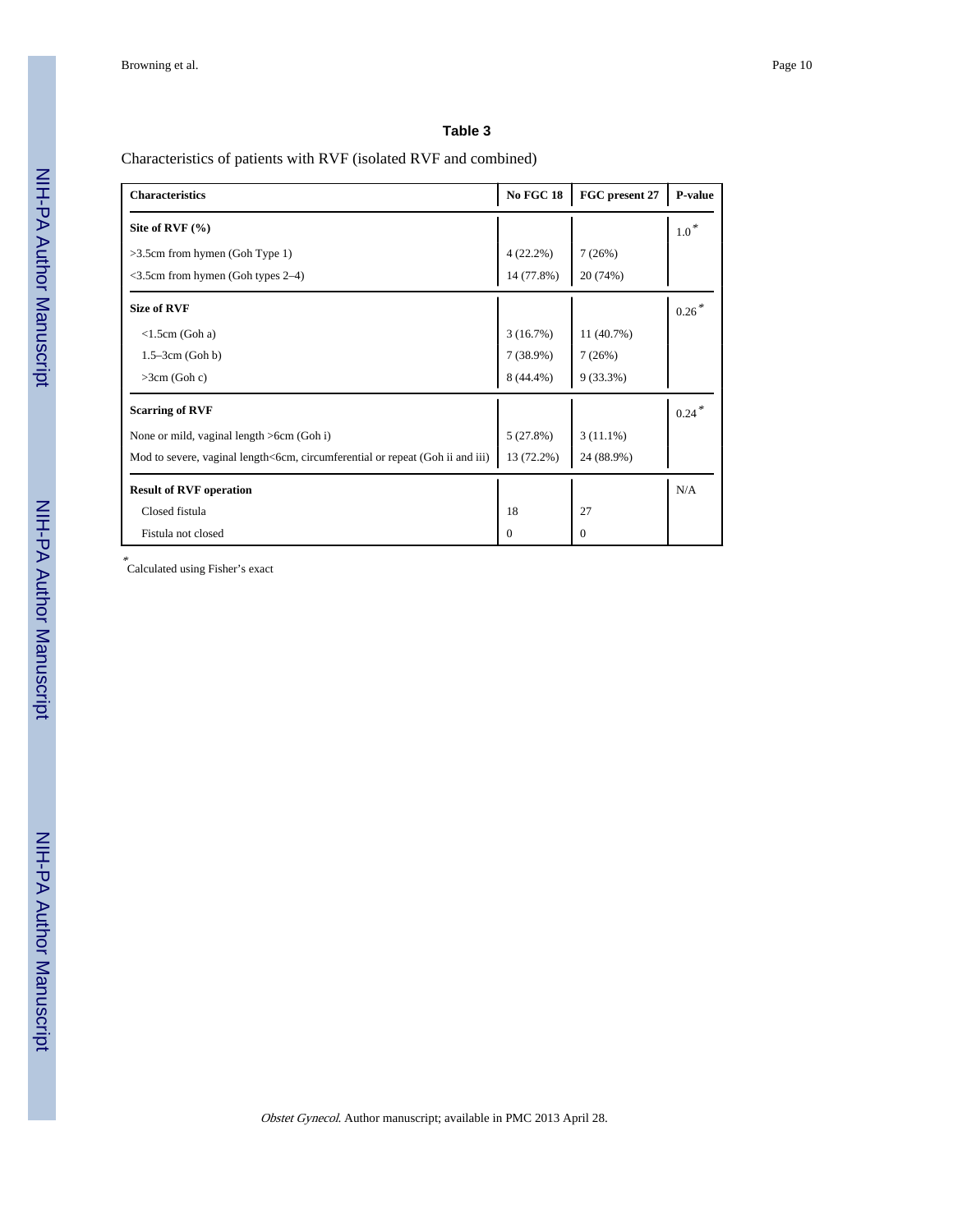## Table 3

Characteristics of patients with RVF (isolated RVF and combined)

| Characteristics | No FGC 18 | FGC present 27 | P-value |
|---|---|---|---|
| **Site of RVF (%)** | | | 1.0* |
| >3.5cm from hymen (Goh Type 1) | 4 (22.2%) | 7 (26%) | |
| <3.5cm from hymen (Goh types 2–4) | 14 (77.8%) | 20 (74%) | |
| **Size of RVF** | | | 0.26* |
| <1.5cm (Goh a) | 3 (16.7%) | 11 (40.7%) | |
| 1.5–3cm (Goh b) | 7 (38.9%) | 7 (26%) | |
| >3cm (Goh c) | 8 (44.4%) | 9 (33.3%) | |
| **Scarring of RVF** | | | 0.24* |
| None or mild, vaginal length >6cm (Goh i) | 5 (27.8%) | 3 (11.1%) | |
| Mod to severe, vaginal length<6cm, circumferential or repeat (Goh ii and iii) | 13 (72.2%) | 24 (88.9%) | |
| **Result of RVF operation** | | | N/A |
| Closed fistula | 18 | 27 | |
| Fistula not closed | 0 | 0 | |

*Calculated using Fisher's exact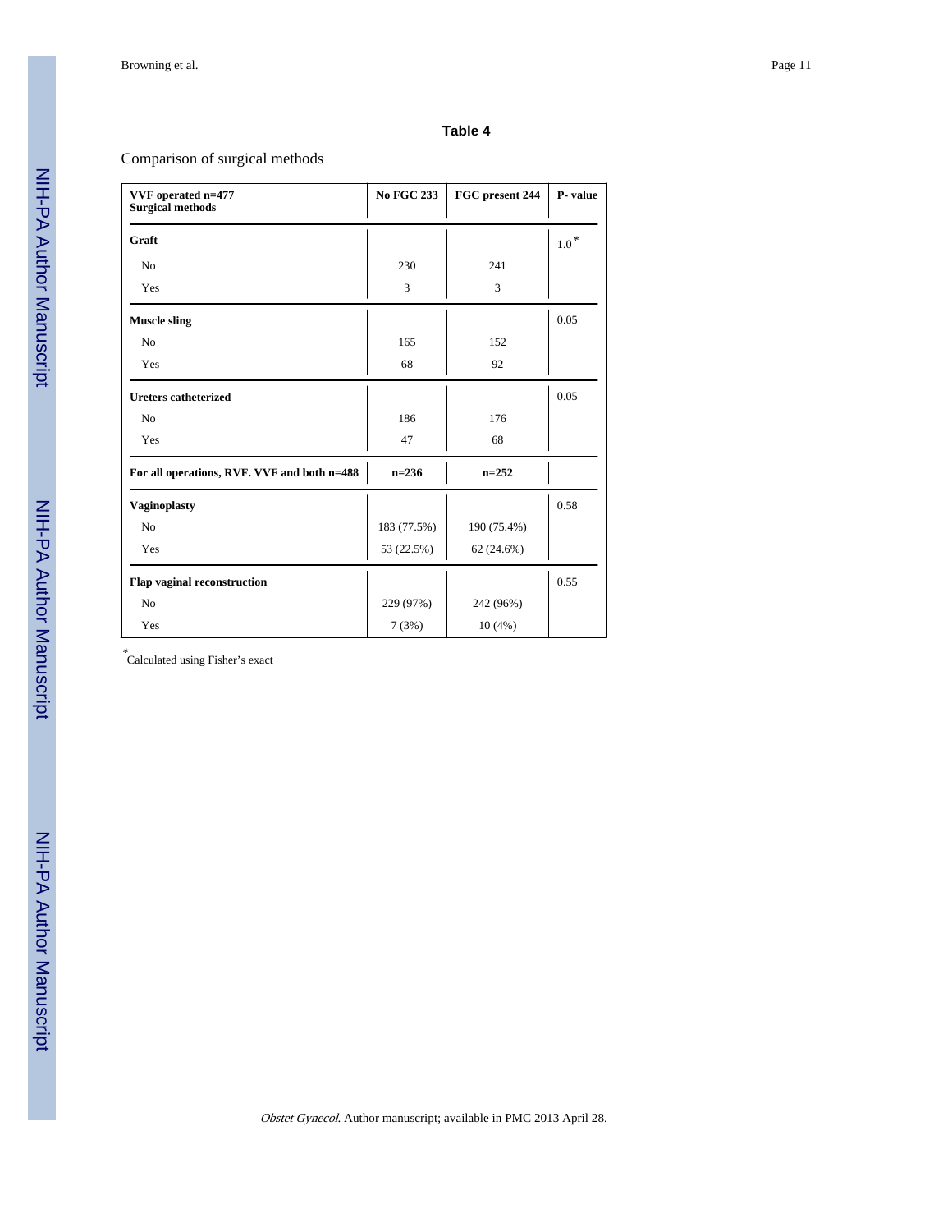**Table 4**

Comparison of surgical methods

| VVF operated n=477 Surgical methods | No FGC 233 | FGC present 244 | P- value |
|---|---|---|---|
| **Graft** | | | 1.0* |
| No | 230 | 241 | |
| Yes | 3 | 3 | |
| **Muscle sling** | | | 0.05 |
| No | 165 | 152 | |
| Yes | 68 | 92 | |
| **Ureters catheterized** | | | 0.05 |
| No | 186 | 176 | |
| Yes | 47 | 68 | |
| **For all operations, RVF. VVF and both n=488** | **n=236** | **n=252** | |
| **Vaginoplasty** | | | 0.58 |
| No | 183 (77.5%) | 190 (75.4%) | |
| Yes | 53 (22.5%) | 62 (24.6%) | |
| **Flap vaginal reconstruction** | | | 0.55 |
| No | 229 (97%) | 242 (96%) | |
| Yes | 7 (3%) | 10 (4%) | |

*Calculated using Fisher's exact